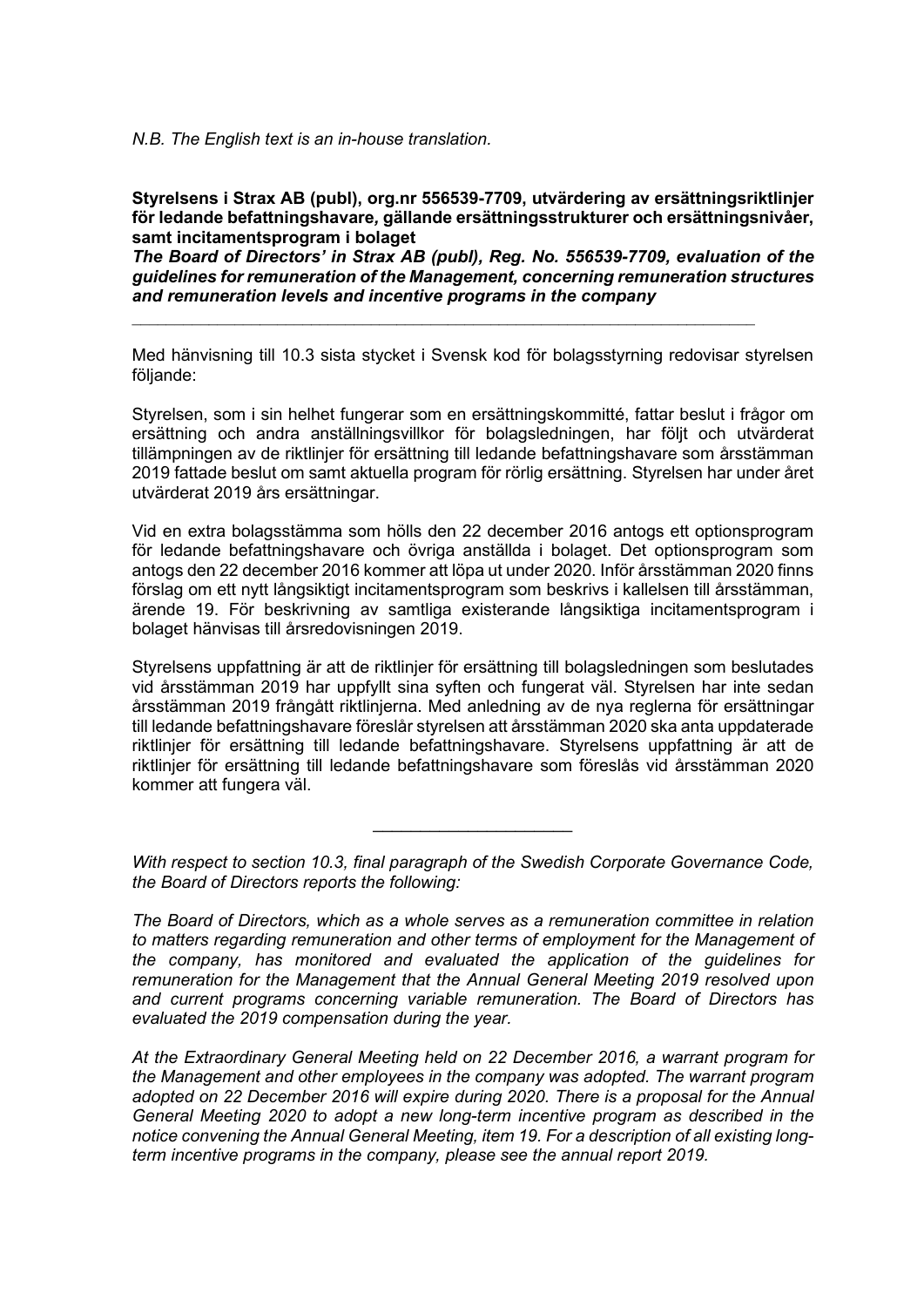*N.B. The English text is an in-house translation.*

**Styrelsens i Strax AB (publ), org.nr 556539-7709, utvärdering av ersättningsriktlinjer för ledande befattningshavare, gällande ersättningsstrukturer och ersättningsnivåer, samt incitamentsprogram i bolaget**

***The Board of Directors' in Strax AB (publ), Reg. No. 556539-7709, evaluation of the guidelines for remuneration of the Management, concerning remuneration structures and remuneration levels and incentive programs in the company***

---

Med hänvisning till 10.3 sista stycket i Svensk kod för bolagsstyrning redovisar styrelsen följande:

Styrelsen, som i sin helhet fungerar som en ersättningskommitté, fattar beslut i frågor om ersättning och andra anställningsvillkor för bolagsledningen, har följt och utvärderat tillämpningen av de riktlinjer för ersättning till ledande befattningshavare som årsstämman 2019 fattade beslut om samt aktuella program för rörlig ersättning. Styrelsen har under året utvärderat 2019 års ersättningar.

Vid en extra bolagsstämma som hölls den 22 december 2016 antogs ett optionsprogram för ledande befattningshavare och övriga anställda i bolaget. Det optionsprogram som antogs den 22 december 2016 kommer att löpa ut under 2020. Inför årsstämman 2020 finns förslag om ett nytt långsiktigt incitamentsprogram som beskrivs i kallelsen till årsstämman, ärende 19. För beskrivning av samtliga existerande långsiktiga incitamentsprogram i bolaget hänvisas till årsredovisningen 2019.

Styrelsens uppfattning är att de riktlinjer för ersättning till bolagsledningen som beslutades vid årsstämman 2019 har uppfyllt sina syften och fungerat väl. Styrelsen har inte sedan årsstämman 2019 frångått riktlinjerna. Med anledning av de nya reglerna för ersättningar till ledande befattningshavare föreslår styrelsen att årsstämman 2020 ska anta uppdaterade riktlinjer för ersättning till ledande befattningshavare. Styrelsens uppfattning är att de riktlinjer för ersättning till ledande befattningshavare som föreslås vid årsstämman 2020 kommer att fungera väl.

---

*With respect to section 10.3, final paragraph of the Swedish Corporate Governance Code, the Board of Directors reports the following:*

*The Board of Directors, which as a whole serves as a remuneration committee in relation to matters regarding remuneration and other terms of employment for the Management of the company, has monitored and evaluated the application of the guidelines for remuneration for the Management that the Annual General Meeting 2019 resolved upon and current programs concerning variable remuneration. The Board of Directors has evaluated the 2019 compensation during the year.*

*At the Extraordinary General Meeting held on 22 December 2016, a warrant program for the Management and other employees in the company was adopted. The warrant program adopted on 22 December 2016 will expire during 2020. There is a proposal for the Annual General Meeting 2020 to adopt a new long-term incentive program as described in the notice convening the Annual General Meeting, item 19. For a description of all existing long-term incentive programs in the company, please see the annual report 2019.*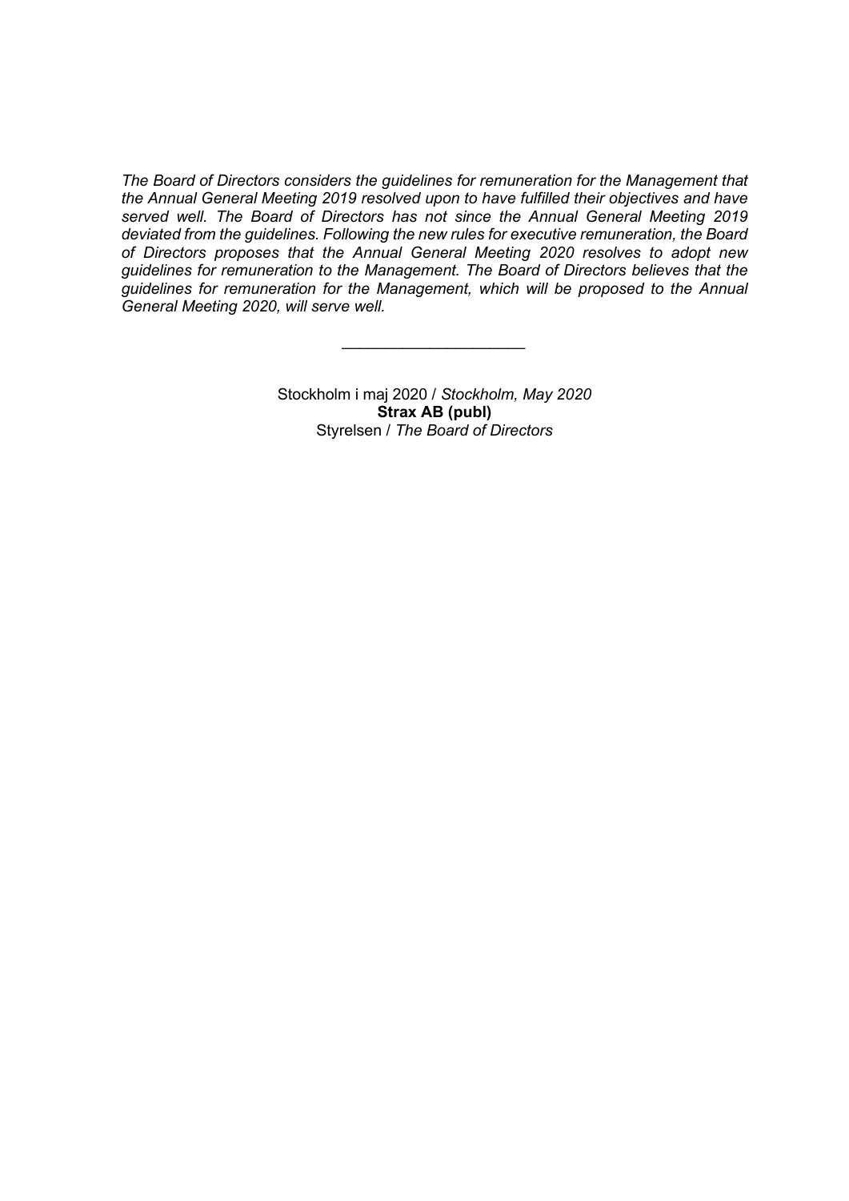*The Board of Directors considers the guidelines for remuneration for the Management that the Annual General Meeting 2019 resolved upon to have fulfilled their objectives and have served well. The Board of Directors has not since the Annual General Meeting 2019 deviated from the guidelines. Following the new rules for executive remuneration, the Board of Directors proposes that the Annual General Meeting 2020 resolves to adopt new guidelines for remuneration to the Management. The Board of Directors believes that the guidelines for remuneration for the Management, which will be proposed to the Annual General Meeting 2020, will serve well.*

---

Stockholm i maj 2020 / *Stockholm, May 2020*
**Strax AB (publ)**
Styrelsen / *The Board of Directors*